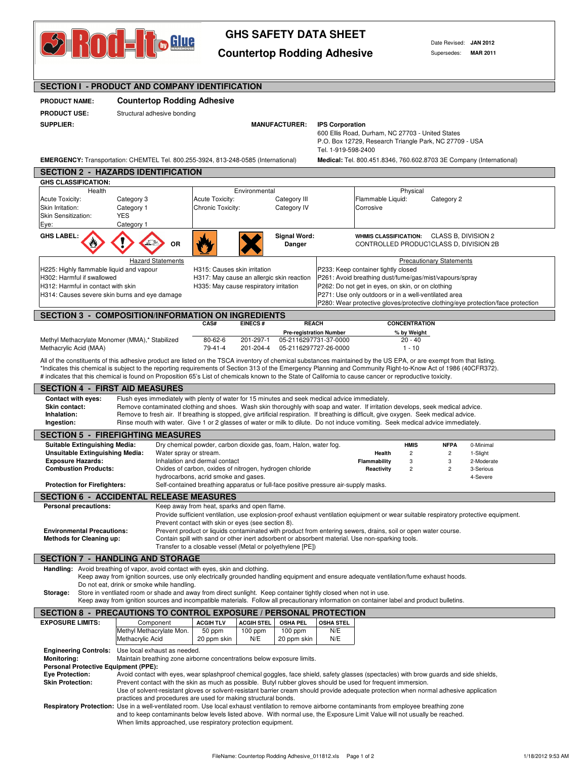# GHS SAFETY DATA SHEET

## Countertop Rodding Adhesive

Date Revised: **JAN 2012**
Supersedes: **MAR 2011**

## SECTION I - PRODUCT AND COMPANY IDENTIFICATION

**PRODUCT NAME:** **Countertop Rodding Adhesive**

**PRODUCT USE:** Structural adhesive bonding

**SUPPLIER:**

**MANUFACTURER:** **IPS Corporation**
600 Ellis Road, Durham, NC 27703 - United States
P.O. Box 12729, Research Triangle Park, NC 27709 - USA
Tel. 1-919-598-2400

**EMERGENCY:** Transportation: CHEMTEL Tel. 800.255-3924, 813-248-0585 (International)

**Medical:** Tel. 800.451.8346, 760.602.8703 3E Company (International)

## SECTION 2 - HAZARDS IDENTIFICATION

**GHS CLASSIFICATION:**

| Health | | Environmental | | Physical | |
|---|---|---|---|---|---|
| Acute Toxicity: | Category 3 | Acute Toxicity: | Category III | Flammable Liquid: | Category 2 |
| Skin Irritation: | Category 1 | Chronic Toxicity: | Category IV | Corrosive | |
| Skin Sensitization: | YES | | | | |
| Eye: | Category 1 | | | | |

**GHS LABEL:** OR

**Signal Word: Danger**

**WHMIS CLASSIFICATION:** CLASS B, DIVISION 2
CONTROLLED PRODUCT CLASS D, DIVISION 2B

| Hazard Statements | | Precautionary Statements |
|---|---|---|
| H225: Highly flammable liquid and vapour | H315: Causes skin irritation | P233: Keep container tightly closed |
| H302: Harmful if swallowed | H317: May cause an allergic skin reaction | P261: Avoid breathing dust/fume/gas/mist/vapours/spray |
| H312: Harmful in contact with skin | H335: May cause respiratory irritation | P262: Do not get in eyes, on skin, or on clothing |
| H314: Causes severe skin burns and eye damage | | P271: Use only outdoors or in a well-ventilated area |
| | | P280: Wear protective gloves/protective clothing/eye protection/face protection |

## SECTION 3 - COMPOSITION/INFORMATION ON INGREDIENTS

| | CAS# | EINECS # | REACH Pre-registration Number | CONCENTRATION % by Weight |
|---|---|---|---|---|
| Methyl Methacrylate Monomer (MMA),* Stabilized | 80-62-6 | 201-297-1 | 05-2116297731-37-0000 | 20 - 40 |
| Methacrylic Acid (MAA) | 79-41-4 | 201-204-4 | 05-2116297727-26-0000 | 1 - 10 |

All of the constituents of this adhesive product are listed on the TSCA inventory of chemical substances maintained by the US EPA, or are exempt from that listing.
*Indicates this chemical is subject to the reporting requirements of Section 313 of the Emergency Planning and Community Right-to-Know Act of 1986 (40CFR372).
# indicates that this chemical is found on Proposition 65's List of chemicals known to the State of California to cause cancer or reproductive toxicity.

## SECTION 4 - FIRST AID MEASURES

**Contact with eyes:** Flush eyes immediately with plenty of water for 15 minutes and seek medical advice immediately.
**Skin contact:** Remove contaminated clothing and shoes. Wash skin thoroughly with soap and water. If irritation develops, seek medical advice.
**Inhalation:** Remove to fresh air. If breathing is stopped, give artificial respiration. If breathing is difficult, give oxygen. Seek medical advice.
**Ingestion:** Rinse mouth with water. Give 1 or 2 glasses of water or milk to dilute. Do not induce vomiting. Seek medical advice immediately.

## SECTION 5 - FIREFIGHTING MEASURES

**Suitable Extinguishing Media:** Dry chemical powder, carbon dioxide gas, foam, Halon, water fog.
**Unsuitable Extinguishing Media:** Water spray or stream.
**Exposure Hazards:** Inhalation and dermal contact
**Combustion Products:** Oxides of carbon, oxides of nitrogen, hydrogen chloride hydrocarbons, acrid smoke and gases.
**Protection for Firefighters:** Self-contained breathing apparatus or full-face positive pressure air-supply masks.

| | HMIS | NFPA | |
|---|---|---|---|
| | | | 0-Minimal |
| Health | 2 | 2 | 1-Slight |
| Flammability | 3 | 3 | 2-Moderate |
| Reactivity | 2 | 2 | 3-Serious |
| | | | 4-Severe |

## SECTION 6 - ACCIDENTAL RELEASE MEASURES

**Personal precautions:** Keep away from heat, sparks and open flame.
Provide sufficient ventilation, use explosion-proof exhaust ventilation eqiuipment or wear suitable respiratory protective equipment.
Prevent contact with skin or eyes (see section 8).
**Environmental Precautions:** Prevent product or liquids contaminated with product from entering sewers, drains, soil or open water course.
**Methods for Cleaning up:** Contain spill with sand or other inert adsorbent or absorbent material. Use non-sparking tools.
Transfer to a closable vessel (Metal or polyethylene [PE])

## SECTION 7 - HANDLING AND STORAGE

**Handling:** Avoid breathing of vapor, avoid contact with eyes, skin and clothing.
Keep away from ignition sources, use only electrically grounded handling equipment and ensure adequate ventilation/fume exhaust hoods.
Do not eat, drink or smoke while handling.
**Storage:** Store in ventliated room or shade and away from direct sunlight. Keep container tightly closed when not in use.
Keep away from ignition sources and incompatible materials. Follow all precautionary information on container label and product bulletins.

## SECTION 8 - PRECAUTIONS TO CONTROL EXPOSURE / PERSONAL PROTECTION

**EXPOSURE LIMITS:**

| Component | ACGIH TLV | ACGIH STEL | OSHA PEL | OSHA STEL |
|---|---|---|---|---|
| Methyl Methacrylate Mon. | 50 ppm | 100 ppm | 100 ppm | N/E |
| Methacrylic Acid | 20 ppm skin | N/E | 20 ppm skin | N/E |

**Engineering Controls:** Use local exhaust as needed.
**Monitoring:** Maintain breathing zone airborne concentrations below exposure limits.
**Personal Protective Equipment (PPE):**
**Eye Protection:** Avoid contact with eyes, wear splashproof chemical goggles, face shield, safety glasses (spectacles) with brow guards and side shields,
**Skin Protection:** Prevent contact with the skin as much as possible. Butyl rubber gloves should be used for frequent immersion.
Use of solvent-resistant gloves or solvent-resistant barrier cream should provide adequate protection when normal adhesive application practices and procedures are used for making structural bonds.
**Respiratory Protection:** Use in a well-ventilated room. Use local exhaust ventilation to remove airborne contaminants from employee breathing zone and to keep contaminants below levels listed above. With normal use, the Exposure Limit Value will not usually be reached.
When limits approached, use respiratory protection equipment.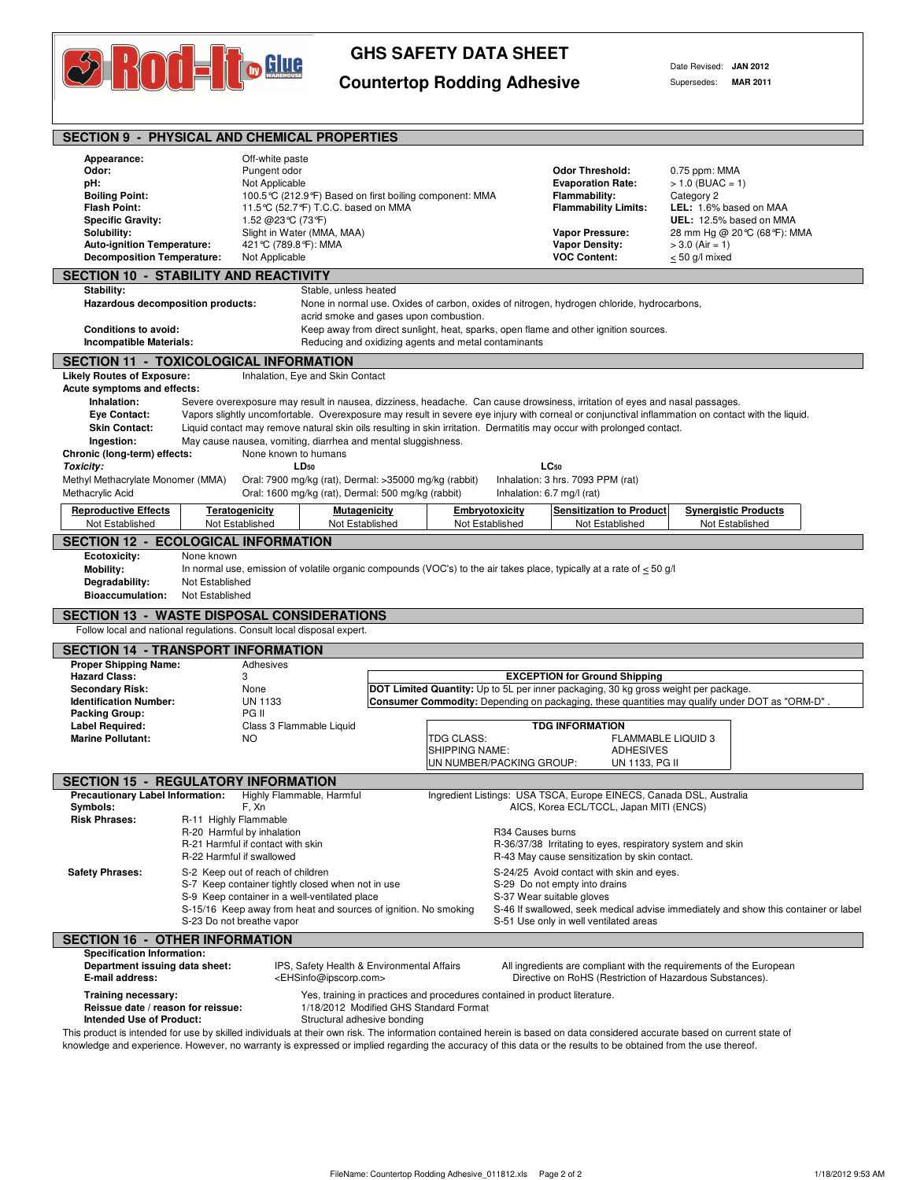# GHS SAFETY DATA SHEET

## Countertop Rodding Adhesive

Date Revised: **JAN 2012**
Supersedes: **MAR 2011**

## SECTION 9 - PHYSICAL AND CHEMICAL PROPERTIES

| | | | |
|---|---|---|---|
| **Appearance:** | Off-white paste | | |
| **Odor:** | Pungent odor | **Odor Threshold:** | 0.75 ppm: MMA |
| **pH:** | Not Applicable | **Evaporation Rate:** | > 1.0 (BUAC = 1) |
| **Boiling Point:** | 100.5°C (212.9°F) Based on first boiling component: MMA | **Flammability:** | Category 2 |
| **Flash Point:** | 11.5°C (52.7°F) T.C.C. based on MMA | **Flammability Limits:** | **LEL:** 1.6% based on MAA |
| **Specific Gravity:** | 1.52 @23°C (73°F) | | **UEL:** 12.5% based on MMA |
| **Solubility:** | Slight in Water (MMA, MAA) | **Vapor Pressure:** | 28 mm Hg @ 20°C (68°F): MMA |
| **Auto-ignition Temperature:** | 421°C (789.8°F): MMA | **Vapor Density:** | > 3.0 (Air = 1) |
| **Decomposition Temperature:** | Not Applicable | **VOC Content:** | ≤ 50 g/l mixed |

## SECTION 10 - STABILITY AND REACTIVITY

**Stability:** Stable, unless heated

**Hazardous decomposition products:** None in normal use. Oxides of carbon, oxides of nitrogen, hydrogen chloride, hydrocarbons, acrid smoke and gases upon combustion.

**Conditions to avoid:** Keep away from direct sunlight, heat, sparks, open flame and other ignition sources.

**Incompatible Materials:** Reducing and oxidizing agents and metal contaminants

## SECTION 11 - TOXICOLOGICAL INFORMATION

**Likely Routes of Exposure:** Inhalation, Eye and Skin Contact

**Acute symptoms and effects:**

- **Inhalation:** Severe overexposure may result in nausea, dizziness, headache. Can cause drowsiness, irritation of eyes and nasal passages.
- **Eye Contact:** Vapors slightly uncomfortable. Overexposure may result in severe eye injury with corneal or conjunctival inflammation on contact with the liquid.
- **Skin Contact:** Liquid contact may remove natural skin oils resulting in skin irritation. Dermatitis may occur with prolonged contact.
- **Ingestion:** May cause nausea, vomiting, diarrhea and mental sluggishness.

**Chronic (long-term) effects:** None known to humans

| ***Toxicity:*** | **$LD_{50}$** | **$LC_{50}$** |
|---|---|---|
| Methyl Methacrylate Monomer (MMA) | Oral: 7900 mg/kg (rat), Dermal: >35000 mg/kg (rabbit) | Inhalation: 3 hrs. 7093 PPM (rat) |
| Methacrylic Acid | Oral: 1600 mg/kg (rat), Dermal: 500 mg/kg (rabbit) | Inhalation: 6.7 mg/l (rat) |

| Reproductive Effects | Teratogenicity | Mutagenicity | Embryotoxicity | Sensitization to Product | Synergistic Products |
|---|---|---|---|---|---|
| Not Established | Not Established | Not Established | Not Established | Not Established | Not Established |

## SECTION 12 - ECOLOGICAL INFORMATION

**Ecotoxicity:** None known

**Mobility:** In normal use, emission of volatile organic compounds (VOC's) to the air takes place, typically at a rate of ≤ 50 g/l

**Degradability:** Not Established

**Bioaccumulation:** Not Established

## SECTION 13 - WASTE DISPOSAL CONSIDERATIONS

Follow local and national regulations. Consult local disposal expert.

## SECTION 14 - TRANSPORT INFORMATION

| | |
|---|---|
| **Proper Shipping Name:** | Adhesives |
| **Hazard Class:** | 3 |
| **Secondary Risk:** | None |
| **Identification Number:** | UN 1133 |
| **Packing Group:** | PG II |
| **Label Required:** | Class 3 Flammable Liquid |
| **Marine Pollutant:** | NO |

**EXCEPTION for Ground Shipping**

**DOT Limited Quantity:** Up to 5L per inner packaging, 30 kg gross weight per package.
**Consumer Commodity:** Depending on packaging, these quantities may qualify under DOT as "ORM-D" .

| TDG INFORMATION | |
|---|---|
| TDG CLASS: | FLAMMABLE LIQUID 3 |
| SHIPPING NAME: | ADHESIVES |
| UN NUMBER/PACKING GROUP: | UN 1133, PG II |

## SECTION 15 - REGULATORY INFORMATION

**Precautionary Label Information:** Highly Flammable, Harmful

**Symbols:** F, Xn

Ingredient Listings: USA TSCA, Europe EINECS, Canada DSL, Australia AICS, Korea ECL/TCCL, Japan MITI (ENCS)

**Risk Phrases:**
- R-11 Highly Flammable
- R-20 Harmful by inhalation
- R-21 Harmful if contact with skin
- R-22 Harmful if swallowed
- R34 Causes burns
- R-36/37/38 Irritating to eyes, respiratory system and skin
- R-43 May cause sensitization by skin contact.

**Safety Phrases:**
- S-2 Keep out of reach of children
- S-7 Keep container tightly closed when not in use
- S-9 Keep container in a well-ventilated place
- S-15/16 Keep away from heat and sources of ignition. No smoking
- S-23 Do not breathe vapor
- S-24/25 Avoid contact with skin and eyes.
- S-29 Do not empty into drains
- S-37 Wear suitable gloves
- S-46 If swallowed, seek medical advise immediately and show this container or label
- S-51 Use only in well ventilated areas

## SECTION 16 - OTHER INFORMATION

**Specification Information:**

**Department issuing data sheet:** IPS, Safety Health & Environmental Affairs

**E-mail address:** <EHSinfo@ipscorp.com>

All ingredients are compliant with the requirements of the European Directive on RoHS (Restriction of Hazardous Substances).

**Training necessary:** Yes, training in practices and procedures contained in product literature.

**Reissue date / reason for reissue:** 1/18/2012 Modified GHS Standard Format

**Intended Use of Product:** Structural adhesive bonding

This product is intended for use by skilled individuals at their own risk. The information contained herein is based on data considered accurate based on current state of knowledge and experience. However, no warranty is expressed or implied regarding the accuracy of this data or the results to be obtained from the use thereof.